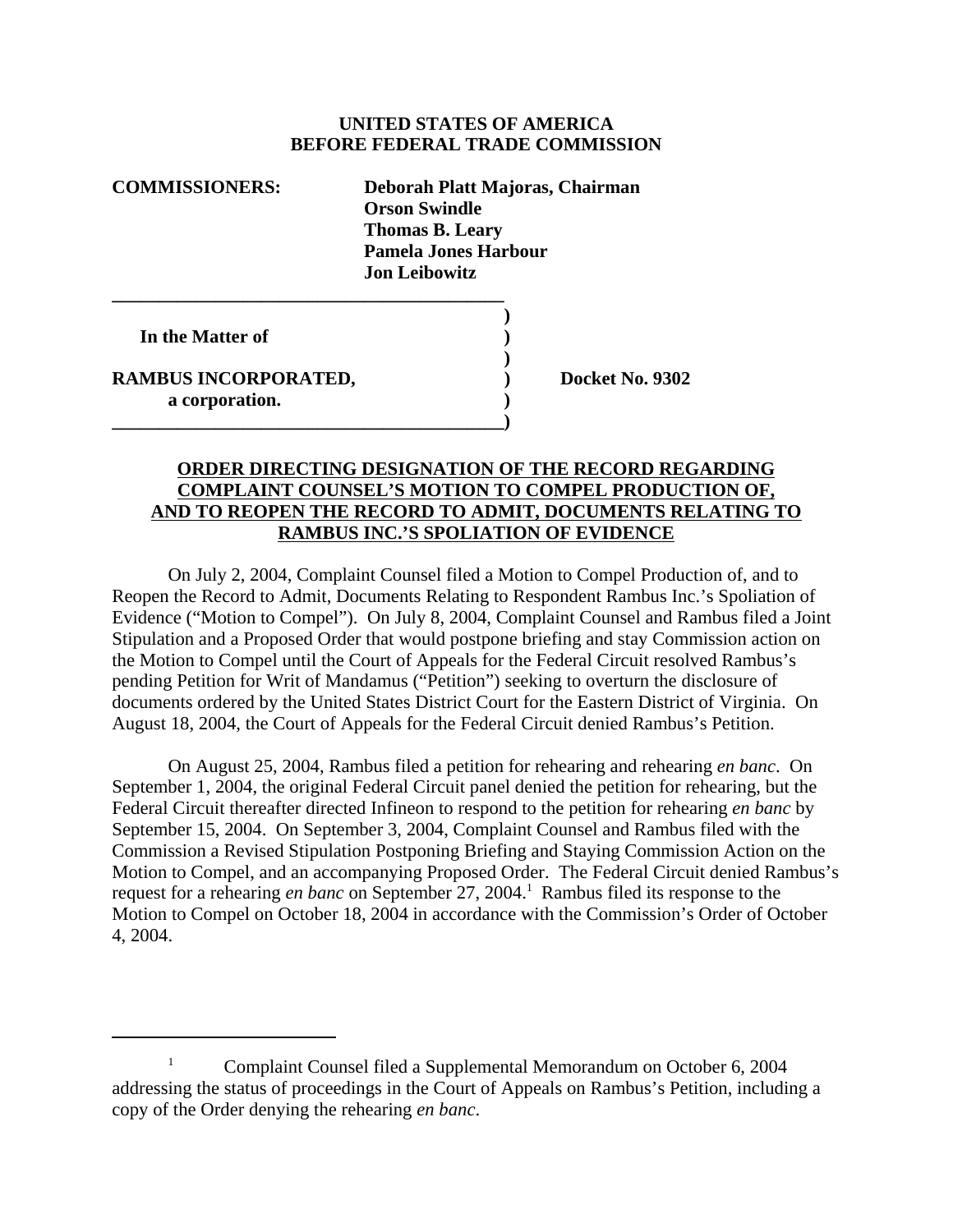**UNITED STATES OF AMERICA**
**BEFORE FEDERAL TRADE COMMISSION**

**COMMISSIONERS:** **Deborah Platt Majoras, Chairman**
**Orson Swindle**
**Thomas B. Leary**
**Pamela Jones Harbour**
**Jon Leibowitz**

**In the Matter of**

**RAMBUS INCORPORATED,**
**a corporation.**

**Docket No. 9302**

## ORDER DIRECTING DESIGNATION OF THE RECORD REGARDING COMPLAINT COUNSEL'S MOTION TO COMPEL PRODUCTION OF, AND TO REOPEN THE RECORD TO ADMIT, DOCUMENTS RELATING TO RAMBUS INC.'S SPOLIATION OF EVIDENCE

On July 2, 2004, Complaint Counsel filed a Motion to Compel Production of, and to Reopen the Record to Admit, Documents Relating to Respondent Rambus Inc.'s Spoliation of Evidence ("Motion to Compel"). On July 8, 2004, Complaint Counsel and Rambus filed a Joint Stipulation and a Proposed Order that would postpone briefing and stay Commission action on the Motion to Compel until the Court of Appeals for the Federal Circuit resolved Rambus's pending Petition for Writ of Mandamus ("Petition") seeking to overturn the disclosure of documents ordered by the United States District Court for the Eastern District of Virginia. On August 18, 2004, the Court of Appeals for the Federal Circuit denied Rambus's Petition.

On August 25, 2004, Rambus filed a petition for rehearing and rehearing *en banc*. On September 1, 2004, the original Federal Circuit panel denied the petition for rehearing, but the Federal Circuit thereafter directed Infineon to respond to the petition for rehearing *en banc* by September 15, 2004. On September 3, 2004, Complaint Counsel and Rambus filed with the Commission a Revised Stipulation Postponing Briefing and Staying Commission Action on the Motion to Compel, and an accompanying Proposed Order. The Federal Circuit denied Rambus's request for a rehearing *en banc* on September 27, 2004.[1] Rambus filed its response to the Motion to Compel on October 18, 2004 in accordance with the Commission's Order of October 4, 2004.

---

[1] Complaint Counsel filed a Supplemental Memorandum on October 6, 2004 addressing the status of proceedings in the Court of Appeals on Rambus's Petition, including a copy of the Order denying the rehearing *en banc*.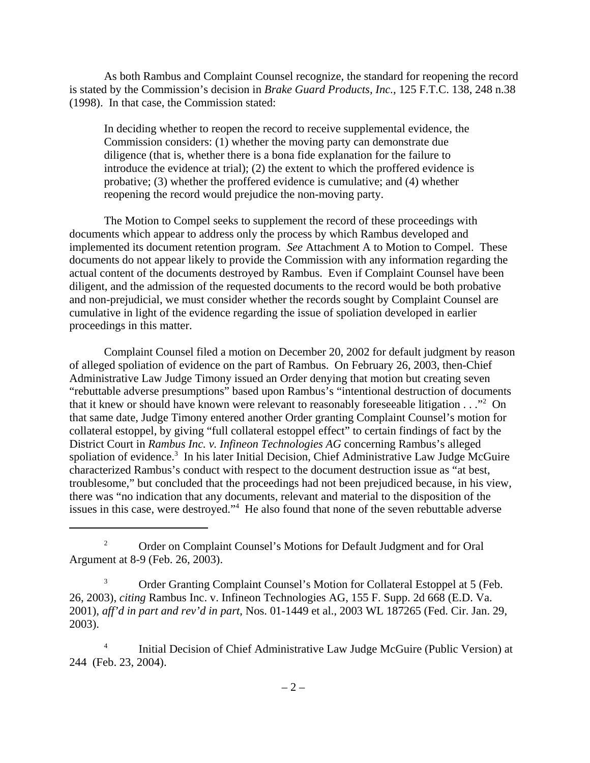As both Rambus and Complaint Counsel recognize, the standard for reopening the record is stated by the Commission's decision in *Brake Guard Products, Inc.*, 125 F.T.C. 138, 248 n.38 (1998). In that case, the Commission stated:

> In deciding whether to reopen the record to receive supplemental evidence, the Commission considers: (1) whether the moving party can demonstrate due diligence (that is, whether there is a bona fide explanation for the failure to introduce the evidence at trial); (2) the extent to which the proffered evidence is probative; (3) whether the proffered evidence is cumulative; and (4) whether reopening the record would prejudice the non-moving party.

The Motion to Compel seeks to supplement the record of these proceedings with documents which appear to address only the process by which Rambus developed and implemented its document retention program. *See* Attachment A to Motion to Compel. These documents do not appear likely to provide the Commission with any information regarding the actual content of the documents destroyed by Rambus. Even if Complaint Counsel have been diligent, and the admission of the requested documents to the record would be both probative and non-prejudicial, we must consider whether the records sought by Complaint Counsel are cumulative in light of the evidence regarding the issue of spoliation developed in earlier proceedings in this matter.

Complaint Counsel filed a motion on December 20, 2002 for default judgment by reason of alleged spoliation of evidence on the part of Rambus. On February 26, 2003, then-Chief Administrative Law Judge Timony issued an Order denying that motion but creating seven "rebuttable adverse presumptions" based upon Rambus's "intentional destruction of documents that it knew or should have known were relevant to reasonably foreseeable litigation . . ."[2] On that same date, Judge Timony entered another Order granting Complaint Counsel's motion for collateral estoppel, by giving "full collateral estoppel effect" to certain findings of fact by the District Court in *Rambus Inc. v. Infineon Technologies AG* concerning Rambus's alleged spoliation of evidence.[3] In his later Initial Decision, Chief Administrative Law Judge McGuire characterized Rambus's conduct with respect to the document destruction issue as "at best, troublesome," but concluded that the proceedings had not been prejudiced because, in his view, there was "no indication that any documents, relevant and material to the disposition of the issues in this case, were destroyed."[4] He also found that none of the seven rebuttable adverse

---

[2] Order on Complaint Counsel's Motions for Default Judgment and for Oral Argument at 8-9 (Feb. 26, 2003).

[3] Order Granting Complaint Counsel's Motion for Collateral Estoppel at 5 (Feb. 26, 2003), *citing* Rambus Inc. v. Infineon Technologies AG, 155 F. Supp. 2d 668 (E.D. Va. 2001), *aff'd in part and rev'd in part*, Nos. 01-1449 et al., 2003 WL 187265 (Fed. Cir. Jan. 29, 2003).

[4] Initial Decision of Chief Administrative Law Judge McGuire (Public Version) at 244 (Feb. 23, 2004).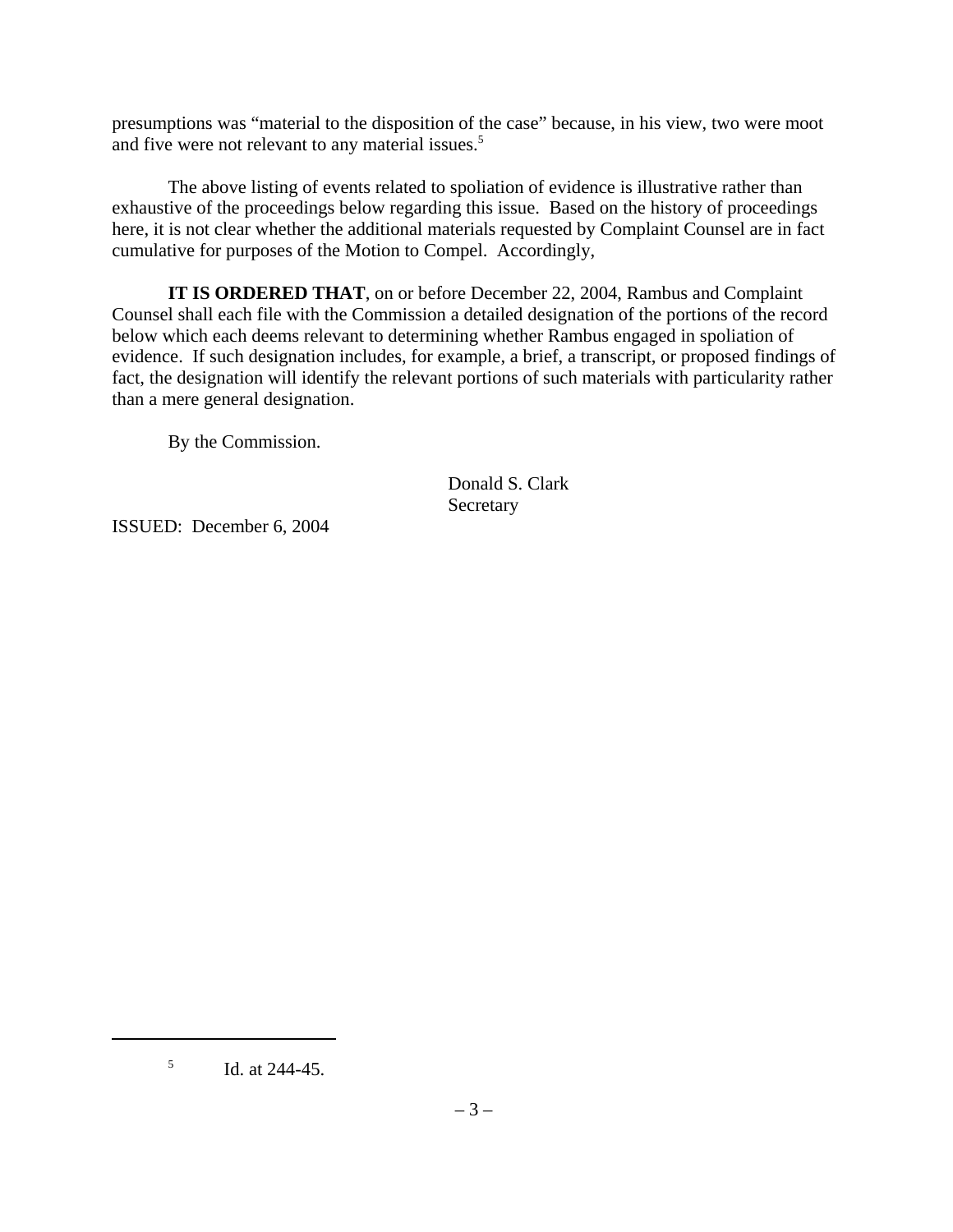presumptions was "material to the disposition of the case" because, in his view, two were moot and five were not relevant to any material issues.[5]

The above listing of events related to spoliation of evidence is illustrative rather than exhaustive of the proceedings below regarding this issue. Based on the history of proceedings here, it is not clear whether the additional materials requested by Complaint Counsel are in fact cumulative for purposes of the Motion to Compel. Accordingly,

**IT IS ORDERED THAT**, on or before December 22, 2004, Rambus and Complaint Counsel shall each file with the Commission a detailed designation of the portions of the record below which each deems relevant to determining whether Rambus engaged in spoliation of evidence. If such designation includes, for example, a brief, a transcript, or proposed findings of fact, the designation will identify the relevant portions of such materials with particularity rather than a mere general designation.

By the Commission.

Donald S. Clark
Secretary

ISSUED: December 6, 2004

---

[5] Id. at 244-45.